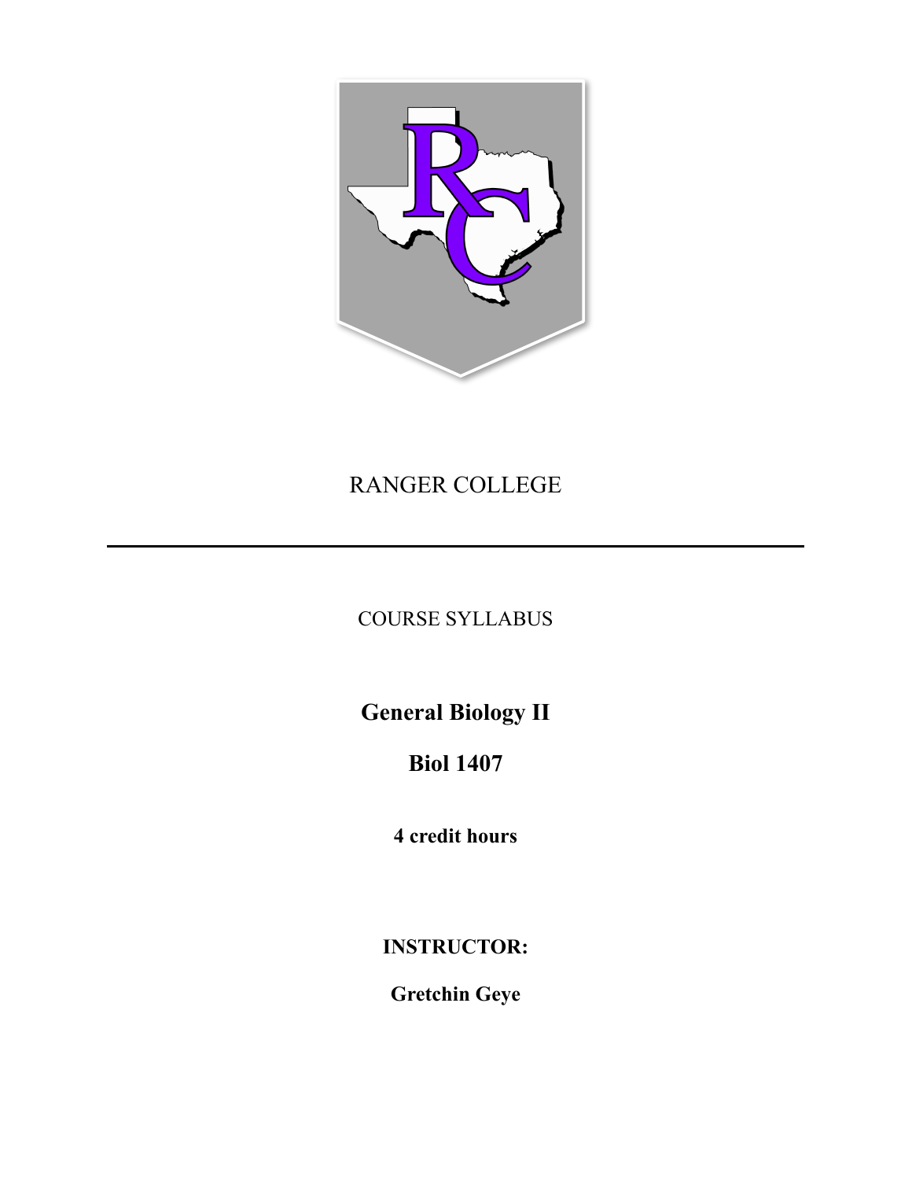# RANGER COLLEGE

---

COURSE SYLLABUS

## General Biology II

## Biol 1407

**4 credit hours**

**INSTRUCTOR:**

**Gretchin Geye**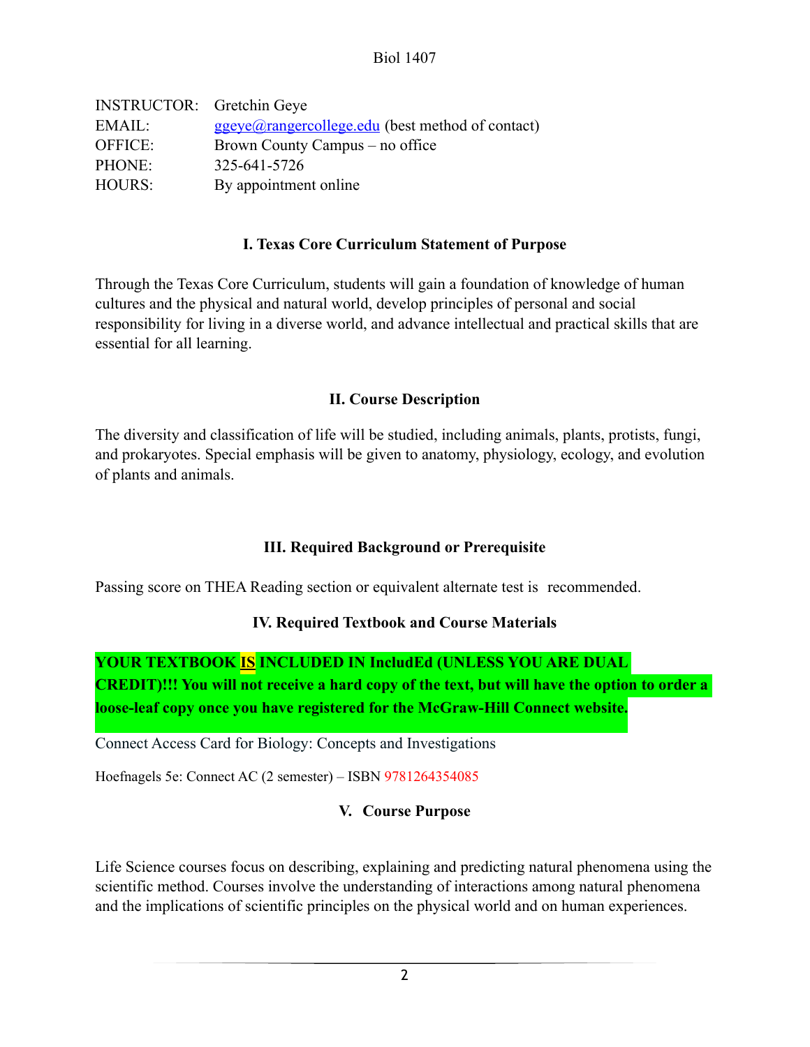INSTRUCTOR: Gretchin Geye
EMAIL: ggeye@rangercollege.edu (best method of contact)
OFFICE: Brown County Campus – no office
PHONE: 325-641-5726
HOURS: By appointment online

## I. Texas Core Curriculum Statement of Purpose

Through the Texas Core Curriculum, students will gain a foundation of knowledge of human cultures and the physical and natural world, develop principles of personal and social responsibility for living in a diverse world, and advance intellectual and practical skills that are essential for all learning.

## II. Course Description

The diversity and classification of life will be studied, including animals, plants, protists, fungi, and prokaryotes. Special emphasis will be given to anatomy, physiology, ecology, and evolution of plants and animals.

## III. Required Background or Prerequisite

Passing score on THEA Reading section or equivalent alternate test is recommended.

## IV. Required Textbook and Course Materials

**YOUR TEXTBOOK IS INCLUDED IN IncludEd (UNLESS YOU ARE DUAL CREDIT)!!! You will not receive a hard copy of the text, but will have the option to order a loose-leaf copy once you have registered for the McGraw-Hill Connect website.**

Connect Access Card for Biology: Concepts and Investigations

Hoefnagels 5e: Connect AC (2 semester) – ISBN 9781264354085

## V. Course Purpose

Life Science courses focus on describing, explaining and predicting natural phenomena using the scientific method. Courses involve the understanding of interactions among natural phenomena and the implications of scientific principles on the physical world and on human experiences.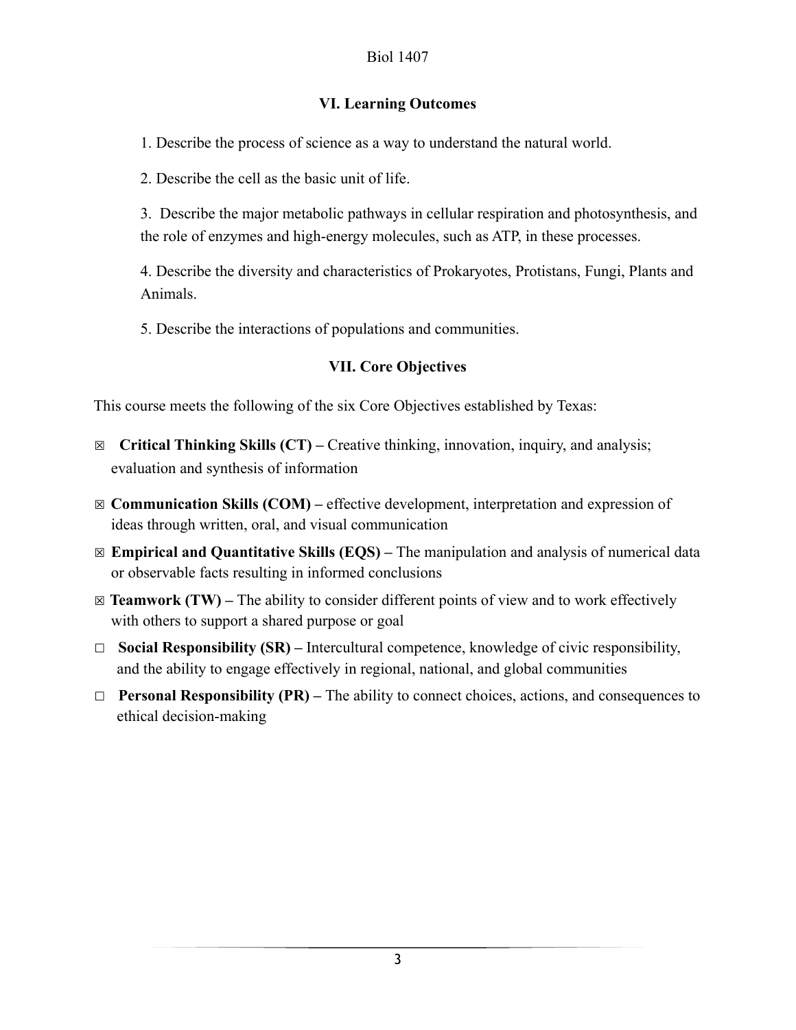## VI. Learning Outcomes

1. Describe the process of science as a way to understand the natural world.

2. Describe the cell as the basic unit of life.

3. Describe the major metabolic pathways in cellular respiration and photosynthesis, and the role of enzymes and high-energy molecules, such as ATP, in these processes.

4. Describe the diversity and characteristics of Prokaryotes, Protistans, Fungi, Plants and Animals.

5. Describe the interactions of populations and communities.

## VII. Core Objectives

This course meets the following of the six Core Objectives established by Texas:

- ☒ **Critical Thinking Skills (CT) –** Creative thinking, innovation, inquiry, and analysis; evaluation and synthesis of information
- ☒ **Communication Skills (COM) –** effective development, interpretation and expression of ideas through written, oral, and visual communication
- ☒ **Empirical and Quantitative Skills (EQS) –** The manipulation and analysis of numerical data or observable facts resulting in informed conclusions
- ☒ **Teamwork (TW) –** The ability to consider different points of view and to work effectively with others to support a shared purpose or goal
- ☐ **Social Responsibility (SR) –** Intercultural competence, knowledge of civic responsibility, and the ability to engage effectively in regional, national, and global communities
- ☐ **Personal Responsibility (PR) –** The ability to connect choices, actions, and consequences to ethical decision-making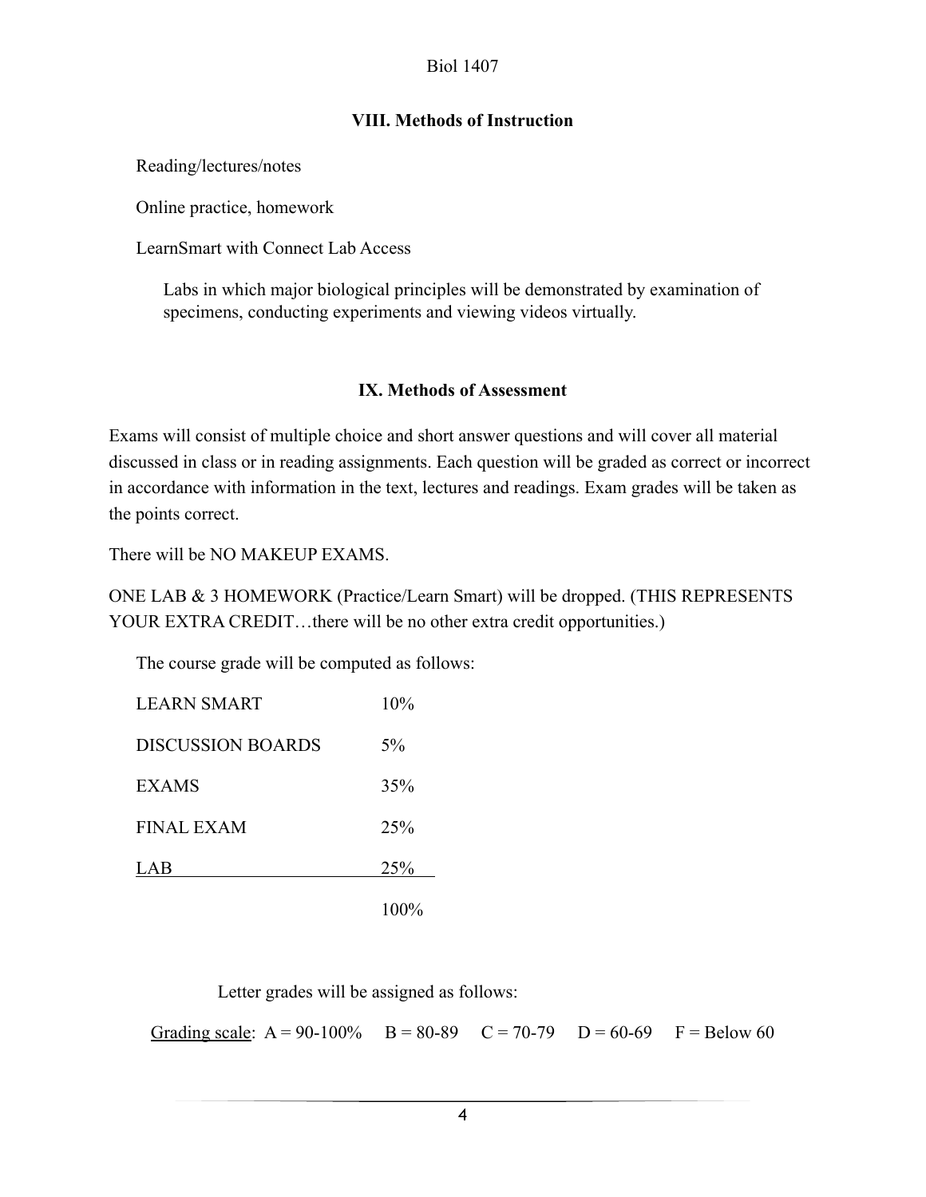## VIII. Methods of Instruction

Reading/lectures/notes

Online practice, homework

LearnSmart with Connect Lab Access

Labs in which major biological principles will be demonstrated by examination of specimens, conducting experiments and viewing videos virtually.

## IX. Methods of Assessment

Exams will consist of multiple choice and short answer questions and will cover all material discussed in class or in reading assignments. Each question will be graded as correct or incorrect in accordance with information in the text, lectures and readings. Exam grades will be taken as the points correct.

There will be NO MAKEUP EXAMS.

ONE LAB & 3 HOMEWORK (Practice/Learn Smart) will be dropped. (THIS REPRESENTS YOUR EXTRA CREDIT…there will be no other extra credit opportunities.)

The course grade will be computed as follows:

| | |
|---|---|
| LEARN SMART | 10% |
| DISCUSSION BOARDS | 5% |
| EXAMS | 35% |
| FINAL EXAM | 25% |
| LAB | 25% |
| | 100% |

Letter grades will be assigned as follows:

Grading scale: A = 90-100% B = 80-89 C = 70-79 D = 60-69 F = Below 60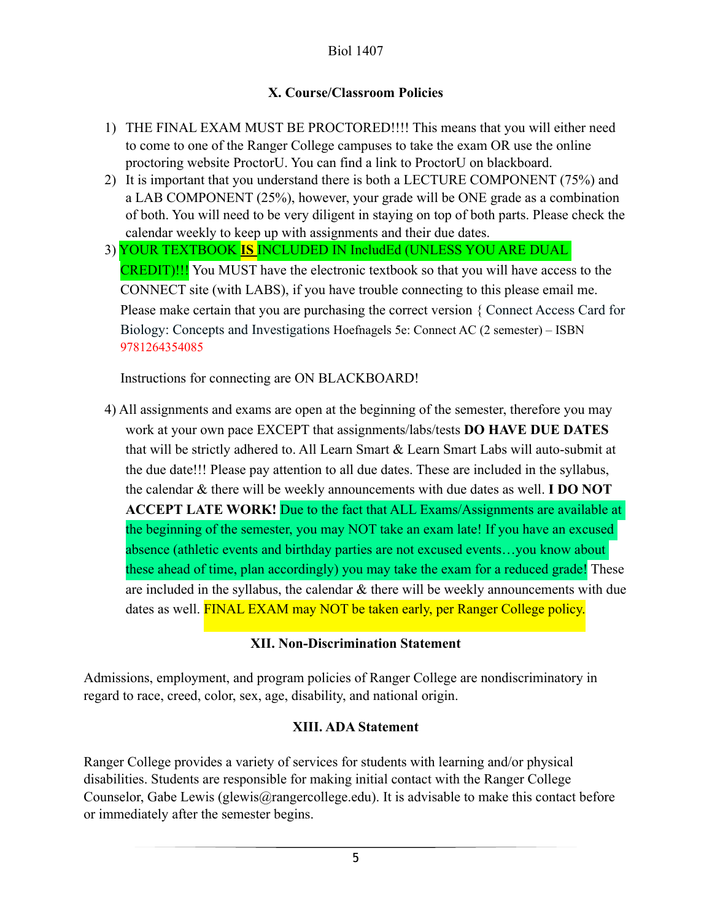### X. Course/Classroom Policies

1) THE FINAL EXAM MUST BE PROCTORED!!!! This means that you will either need to come to one of the Ranger College campuses to take the exam OR use the online proctoring website ProctorU. You can find a link to ProctorU on blackboard.
2) It is important that you understand there is both a LECTURE COMPONENT (75%) and a LAB COMPONENT (25%), however, your grade will be ONE grade as a combination of both. You will need to be very diligent in staying on top of both parts. Please check the calendar weekly to keep up with assignments and their due dates.
3) YOUR TEXTBOOK **IS** INCLUDED IN IncludEd (UNLESS YOU ARE DUAL CREDIT)!!! You MUST have the electronic textbook so that you will have access to the CONNECT site (with LABS), if you have trouble connecting to this please email me. Please make certain that you are purchasing the correct version { Connect Access Card for Biology: Concepts and Investigations Hoefnagels 5e: Connect AC (2 semester) – ISBN 9781264354085

   Instructions for connecting are ON BLACKBOARD!

4) All assignments and exams are open at the beginning of the semester, therefore you may work at your own pace EXCEPT that assignments/labs/tests **DO HAVE DUE DATES** that will be strictly adhered to. All Learn Smart & Learn Smart Labs will auto-submit at the due date!!! Please pay attention to all due dates. These are included in the syllabus, the calendar & there will be weekly announcements with due dates as well. **I DO NOT ACCEPT LATE WORK!** Due to the fact that ALL Exams/Assignments are available at the beginning of the semester, you may NOT take an exam late! If you have an excused absence (athletic events and birthday parties are not excused events…you know about these ahead of time, plan accordingly) you may take the exam for a reduced grade! These are included in the syllabus, the calendar & there will be weekly announcements with due dates as well. FINAL EXAM may NOT be taken early, per Ranger College policy.

### XII. Non-Discrimination Statement

Admissions, employment, and program policies of Ranger College are nondiscriminatory in regard to race, creed, color, sex, age, disability, and national origin.

### XIII. ADA Statement

Ranger College provides a variety of services for students with learning and/or physical disabilities. Students are responsible for making initial contact with the Ranger College Counselor, Gabe Lewis (glewis@rangercollege.edu). It is advisable to make this contact before or immediately after the semester begins.